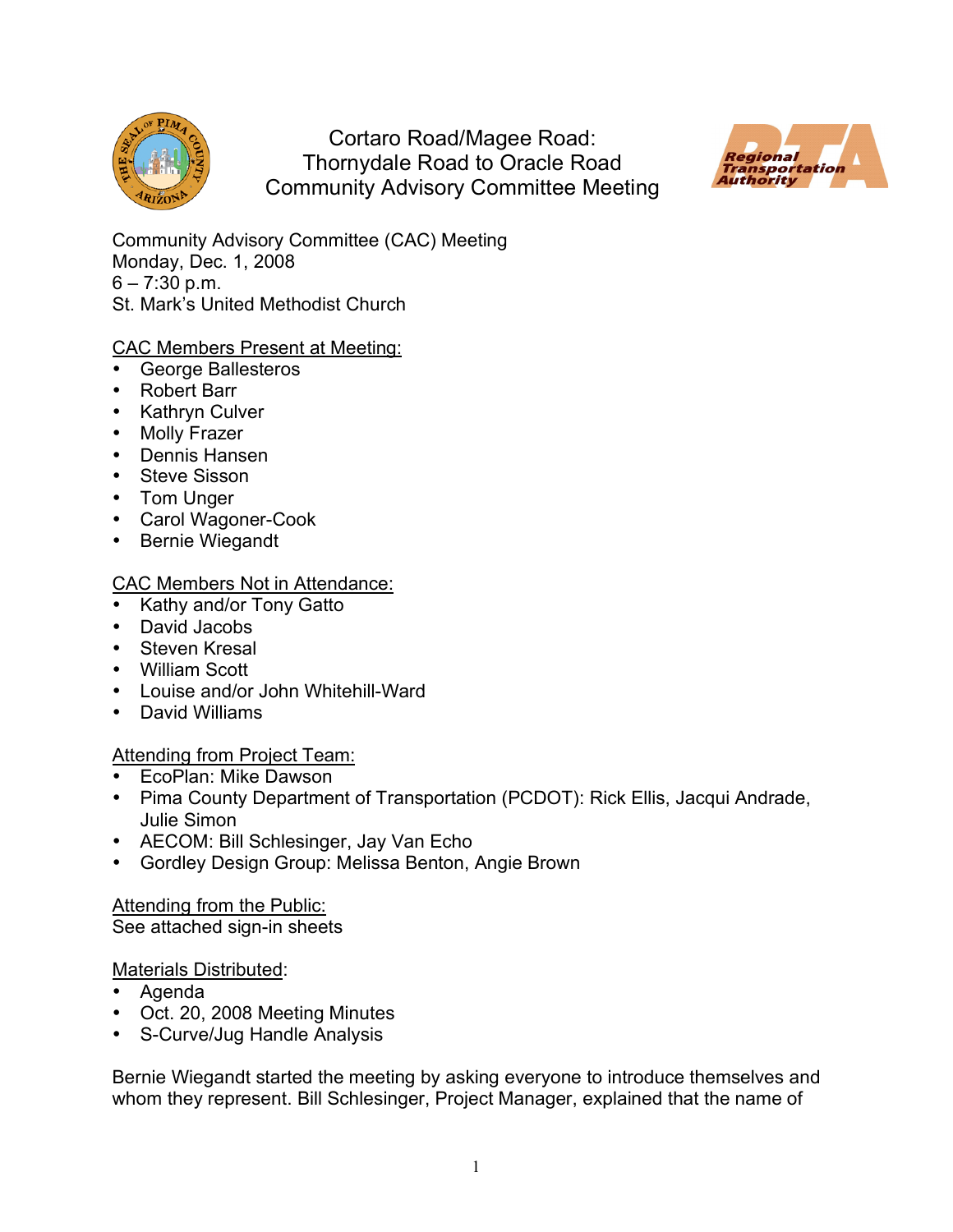# Cortaro Road/Magee Road: Thornydale Road to Oracle Road Community Advisory Committee Meeting

Community Advisory Committee (CAC) Meeting
Monday, Dec. 1, 2008
6 – 7:30 p.m.
St. Mark's United Methodist Church

CAC Members Present at Meeting:

- George Ballesteros
- Robert Barr
- Kathryn Culver
- Molly Frazer
- Dennis Hansen
- Steve Sisson
- Tom Unger
- Carol Wagoner-Cook
- Bernie Wiegandt

CAC Members Not in Attendance:

- Kathy and/or Tony Gatto
- David Jacobs
- Steven Kresal
- William Scott
- Louise and/or John Whitehill-Ward
- David Williams

Attending from Project Team:

- EcoPlan: Mike Dawson
- Pima County Department of Transportation (PCDOT): Rick Ellis, Jacqui Andrade, Julie Simon
- AECOM: Bill Schlesinger, Jay Van Echo
- Gordley Design Group: Melissa Benton, Angie Brown

Attending from the Public:
See attached sign-in sheets

Materials Distributed:

- Agenda
- Oct. 20, 2008 Meeting Minutes
- S-Curve/Jug Handle Analysis

Bernie Wiegandt started the meeting by asking everyone to introduce themselves and whom they represent. Bill Schlesinger, Project Manager, explained that the name of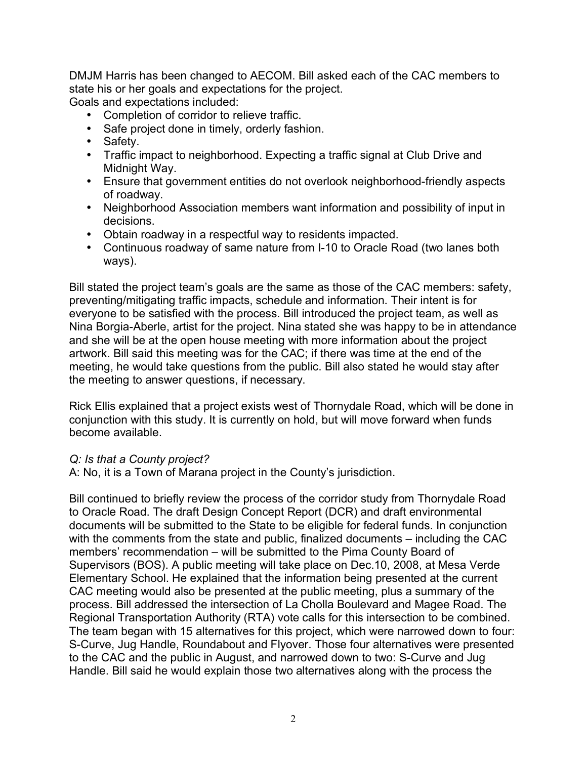DMJM Harris has been changed to AECOM. Bill asked each of the CAC members to state his or her goals and expectations for the project.
Goals and expectations included:

- Completion of corridor to relieve traffic.
- Safe project done in timely, orderly fashion.
- Safety.
- Traffic impact to neighborhood. Expecting a traffic signal at Club Drive and Midnight Way.
- Ensure that government entities do not overlook neighborhood-friendly aspects of roadway.
- Neighborhood Association members want information and possibility of input in decisions.
- Obtain roadway in a respectful way to residents impacted.
- Continuous roadway of same nature from I-10 to Oracle Road (two lanes both ways).

Bill stated the project team's goals are the same as those of the CAC members: safety, preventing/mitigating traffic impacts, schedule and information. Their intent is for everyone to be satisfied with the process. Bill introduced the project team, as well as Nina Borgia-Aberle, artist for the project. Nina stated she was happy to be in attendance and she will be at the open house meeting with more information about the project artwork. Bill said this meeting was for the CAC; if there was time at the end of the meeting, he would take questions from the public. Bill also stated he would stay after the meeting to answer questions, if necessary.

Rick Ellis explained that a project exists west of Thornydale Road, which will be done in conjunction with this study. It is currently on hold, but will move forward when funds become available.

*Q: Is that a County project?*
A: No, it is a Town of Marana project in the County's jurisdiction.

Bill continued to briefly review the process of the corridor study from Thornydale Road to Oracle Road. The draft Design Concept Report (DCR) and draft environmental documents will be submitted to the State to be eligible for federal funds. In conjunction with the comments from the state and public, finalized documents – including the CAC members' recommendation – will be submitted to the Pima County Board of Supervisors (BOS). A public meeting will take place on Dec.10, 2008, at Mesa Verde Elementary School. He explained that the information being presented at the current CAC meeting would also be presented at the public meeting, plus a summary of the process. Bill addressed the intersection of La Cholla Boulevard and Magee Road. The Regional Transportation Authority (RTA) vote calls for this intersection to be combined. The team began with 15 alternatives for this project, which were narrowed down to four: S-Curve, Jug Handle, Roundabout and Flyover. Those four alternatives were presented to the CAC and the public in August, and narrowed down to two: S-Curve and Jug Handle. Bill said he would explain those two alternatives along with the process the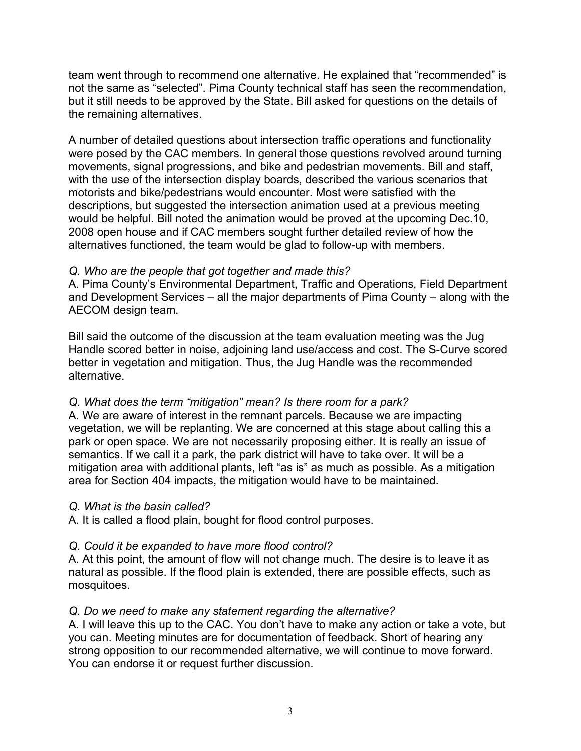team went through to recommend one alternative. He explained that "recommended" is not the same as "selected". Pima County technical staff has seen the recommendation, but it still needs to be approved by the State. Bill asked for questions on the details of the remaining alternatives.

A number of detailed questions about intersection traffic operations and functionality were posed by the CAC members. In general those questions revolved around turning movements, signal progressions, and bike and pedestrian movements. Bill and staff, with the use of the intersection display boards, described the various scenarios that motorists and bike/pedestrians would encounter. Most were satisfied with the descriptions, but suggested the intersection animation used at a previous meeting would be helpful. Bill noted the animation would be proved at the upcoming Dec.10, 2008 open house and if CAC members sought further detailed review of how the alternatives functioned, the team would be glad to follow-up with members.

*Q. Who are the people that got together and made this?*
A. Pima County's Environmental Department, Traffic and Operations, Field Department and Development Services – all the major departments of Pima County – along with the AECOM design team.

Bill said the outcome of the discussion at the team evaluation meeting was the Jug Handle scored better in noise, adjoining land use/access and cost. The S-Curve scored better in vegetation and mitigation. Thus, the Jug Handle was the recommended alternative.

*Q. What does the term "mitigation" mean? Is there room for a park?*
A. We are aware of interest in the remnant parcels. Because we are impacting vegetation, we will be replanting. We are concerned at this stage about calling this a park or open space. We are not necessarily proposing either. It is really an issue of semantics. If we call it a park, the park district will have to take over. It will be a mitigation area with additional plants, left "as is" as much as possible. As a mitigation area for Section 404 impacts, the mitigation would have to be maintained.

*Q. What is the basin called?*
A. It is called a flood plain, bought for flood control purposes.

*Q. Could it be expanded to have more flood control?*
A. At this point, the amount of flow will not change much. The desire is to leave it as natural as possible. If the flood plain is extended, there are possible effects, such as mosquitoes.

*Q. Do we need to make any statement regarding the alternative?*
A. I will leave this up to the CAC. You don't have to make any action or take a vote, but you can. Meeting minutes are for documentation of feedback. Short of hearing any strong opposition to our recommended alternative, we will continue to move forward. You can endorse it or request further discussion.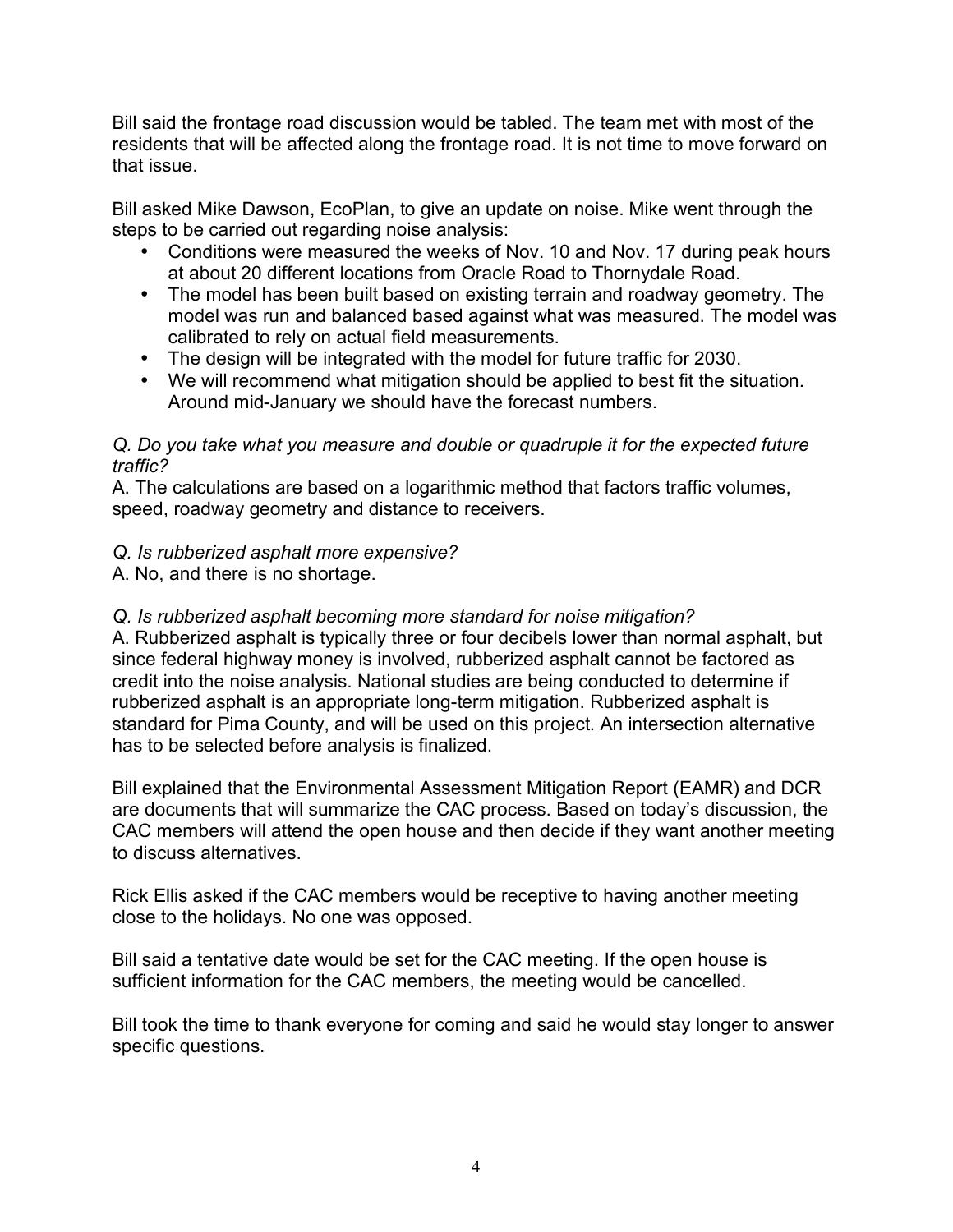Bill said the frontage road discussion would be tabled. The team met with most of the residents that will be affected along the frontage road. It is not time to move forward on that issue.

Bill asked Mike Dawson, EcoPlan, to give an update on noise. Mike went through the steps to be carried out regarding noise analysis:

- Conditions were measured the weeks of Nov. 10 and Nov. 17 during peak hours at about 20 different locations from Oracle Road to Thornydale Road.
- The model has been built based on existing terrain and roadway geometry. The model was run and balanced based against what was measured. The model was calibrated to rely on actual field measurements.
- The design will be integrated with the model for future traffic for 2030.
- We will recommend what mitigation should be applied to best fit the situation. Around mid-January we should have the forecast numbers.

*Q. Do you take what you measure and double or quadruple it for the expected future traffic?*
A. The calculations are based on a logarithmic method that factors traffic volumes, speed, roadway geometry and distance to receivers.

*Q. Is rubberized asphalt more expensive?*
A. No, and there is no shortage.

*Q. Is rubberized asphalt becoming more standard for noise mitigation?*
A. Rubberized asphalt is typically three or four decibels lower than normal asphalt, but since federal highway money is involved, rubberized asphalt cannot be factored as credit into the noise analysis. National studies are being conducted to determine if rubberized asphalt is an appropriate long-term mitigation. Rubberized asphalt is standard for Pima County, and will be used on this project. An intersection alternative has to be selected before analysis is finalized.

Bill explained that the Environmental Assessment Mitigation Report (EAMR) and DCR are documents that will summarize the CAC process. Based on today's discussion, the CAC members will attend the open house and then decide if they want another meeting to discuss alternatives.

Rick Ellis asked if the CAC members would be receptive to having another meeting close to the holidays. No one was opposed.

Bill said a tentative date would be set for the CAC meeting. If the open house is sufficient information for the CAC members, the meeting would be cancelled.

Bill took the time to thank everyone for coming and said he would stay longer to answer specific questions.